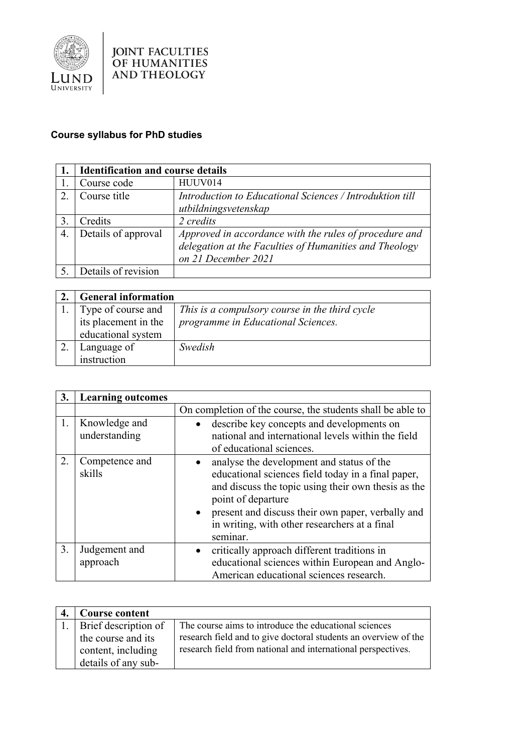**JOINT FACULTIES OF HUMANITIES AND THEOLOGY**

**Course syllabus for PhD studies**

| **1.** | **Identification and course details** | |
|---|---|---|
| 1. | Course code | HUUV014 |
| 2. | Course title | *Introduction to Educational Sciences / Introduktion till utbildningsvetenskap* |
| 3. | Credits | *2 credits* |
| 4. | Details of approval | *Approved in accordance with the rules of procedure and delegation at the Faculties of Humanities and Theology on 21 December 2021* |
| 5. | Details of revision | |

| **2.** | **General information** | |
|---|---|---|
| 1. | Type of course and its placement in the educational system | *This is a compulsory course in the third cycle programme in Educational Sciences.* |
| 2. | Language of instruction | *Swedish* |

| **3.** | **Learning outcomes** | |
|---|---|---|
| | | On completion of the course, the students shall be able to |
| 1. | Knowledge and understanding | • describe key concepts and developments on national and international levels within the field of educational sciences. |
| 2. | Competence and skills | • analyse the development and status of the educational sciences field today in a final paper, and discuss the topic using their own thesis as the point of departure<br>• present and discuss their own paper, verbally and in writing, with other researchers at a final seminar. |
| 3. | Judgement and approach | • critically approach different traditions in educational sciences within European and Anglo-American educational sciences research. |

| **4.** | **Course content** | |
|---|---|---|
| 1. | Brief description of the course and its content, including details of any sub- | The course aims to introduce the educational sciences research field and to give doctoral students an overview of the research field from national and international perspectives. |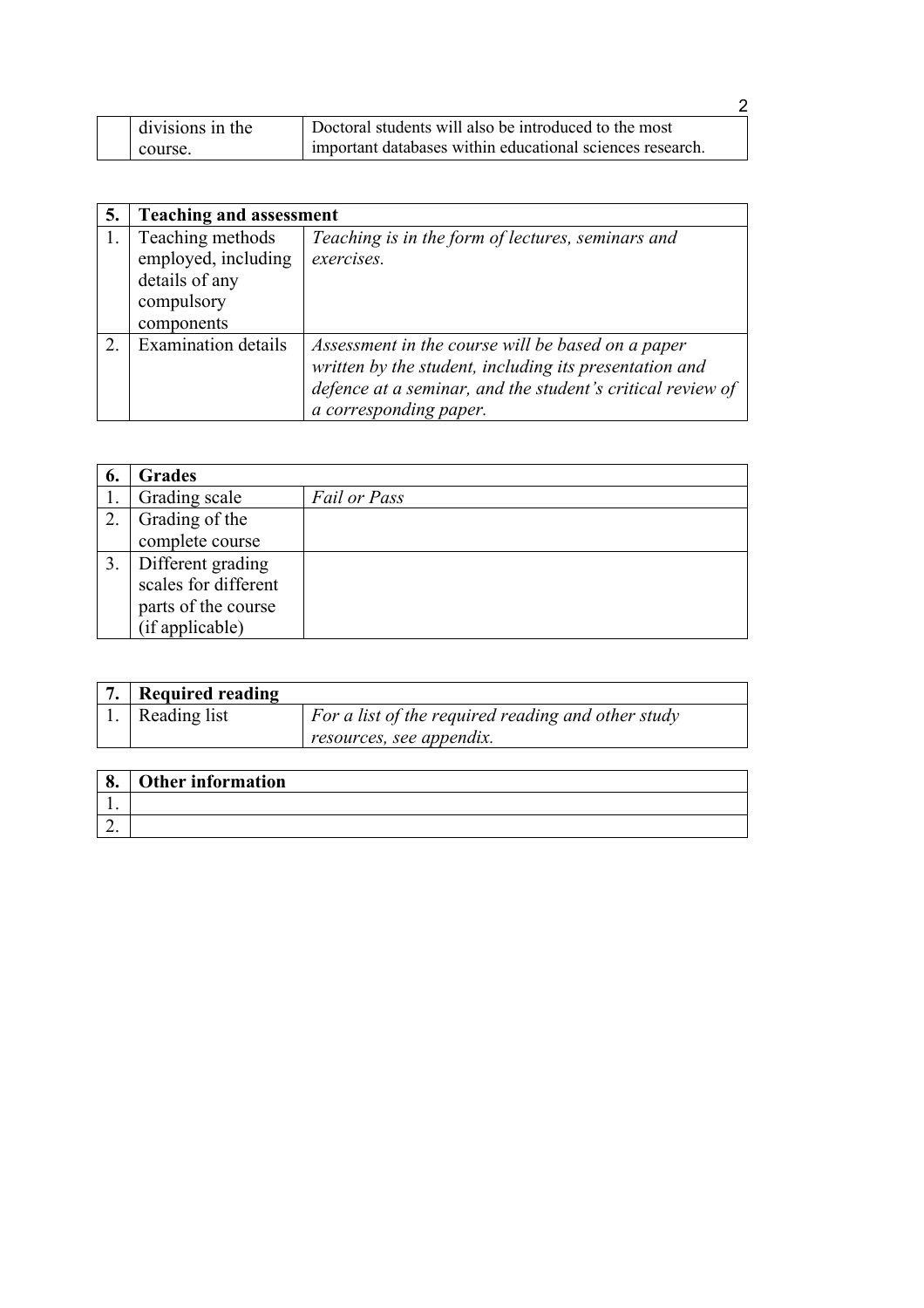| | | |
|---|---|---|
| | divisions in the course. | Doctoral students will also be introduced to the most important databases within educational sciences research. |

| 5. | Teaching and assessment | |
|---|---|---|
| 1. | Teaching methods employed, including details of any compulsory components | *Teaching is in the form of lectures, seminars and exercises.* |
| 2. | Examination details | *Assessment in the course will be based on a paper written by the student, including its presentation and defence at a seminar, and the student's critical review of a corresponding paper.* |

| 6. | Grades | |
|---|---|---|
| 1. | Grading scale | *Fail or Pass* |
| 2. | Grading of the complete course | |
| 3. | Different grading scales for different parts of the course (if applicable) | |

| 7. | Required reading | |
|---|---|---|
| 1. | Reading list | *For a list of the required reading and other study resources, see appendix.* |

| 8. | Other information |
|---|---|
| 1. | |
| 2. | |